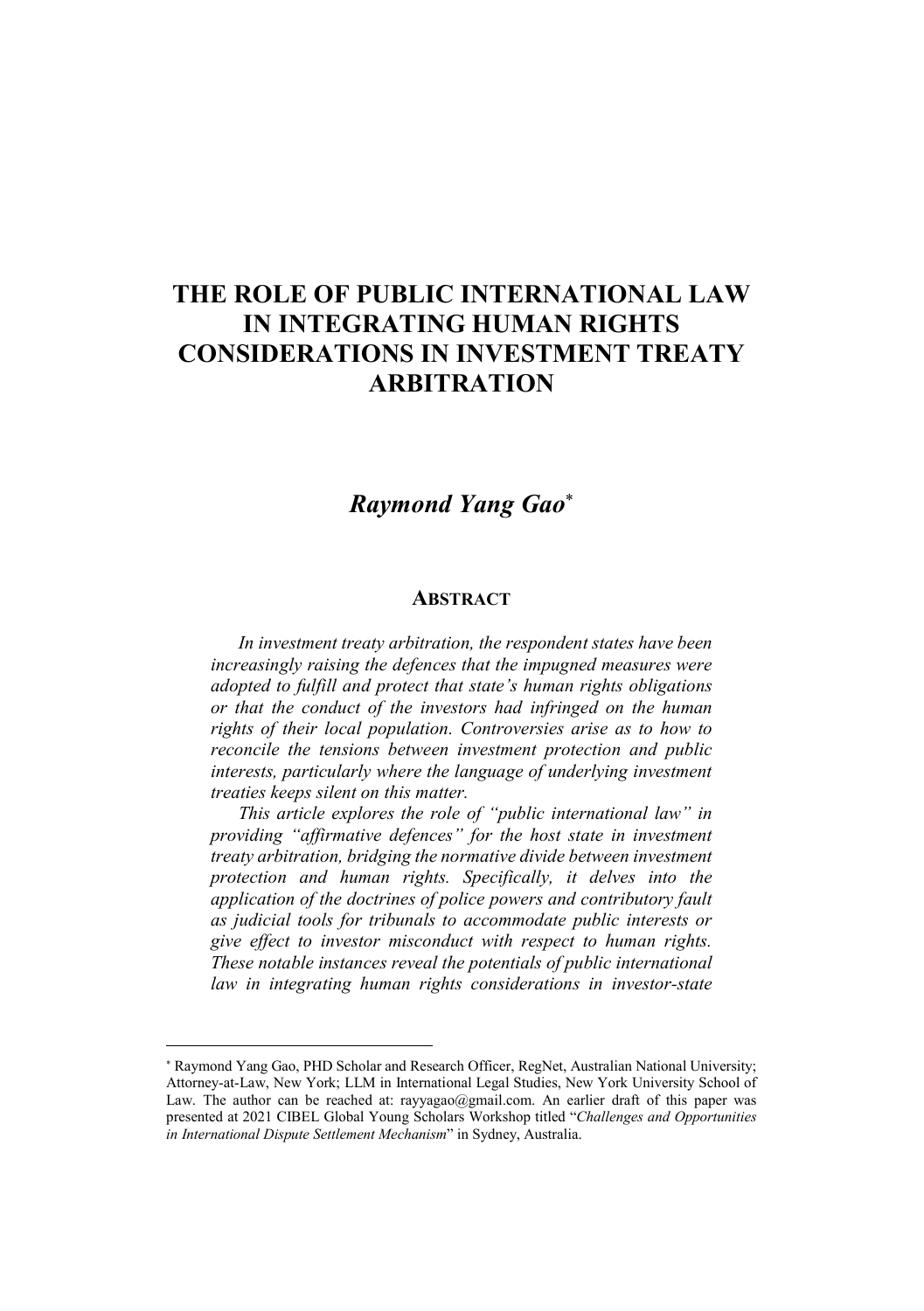# THE ROLE OF PUBLIC INTERNATIONAL LAW IN INTEGRATING HUMAN RIGHTS CONSIDERATIONS IN INVESTMENT TREATY ARBITRATION

## *Raymond Yang Gao*[*]

### ABSTRACT

*In investment treaty arbitration, the respondent states have been increasingly raising the defences that the impugned measures were adopted to fulfill and protect that state's human rights obligations or that the conduct of the investors had infringed on the human rights of their local population. Controversies arise as to how to reconcile the tensions between investment protection and public interests, particularly where the language of underlying investment treaties keeps silent on this matter.*

*This article explores the role of "public international law" in providing "affirmative defences" for the host state in investment treaty arbitration, bridging the normative divide between investment protection and human rights. Specifically, it delves into the application of the doctrines of police powers and contributory fault as judicial tools for tribunals to accommodate public interests or give effect to investor misconduct with respect to human rights. These notable instances reveal the potentials of public international law in integrating human rights considerations in investor-state*

---

[*] Raymond Yang Gao, PHD Scholar and Research Officer, RegNet, Australian National University; Attorney-at-Law, New York; LLM in International Legal Studies, New York University School of Law. The author can be reached at: rayyagao@gmail.com. An earlier draft of this paper was presented at 2021 CIBEL Global Young Scholars Workshop titled "*Challenges and Opportunities in International Dispute Settlement Mechanism*" in Sydney, Australia.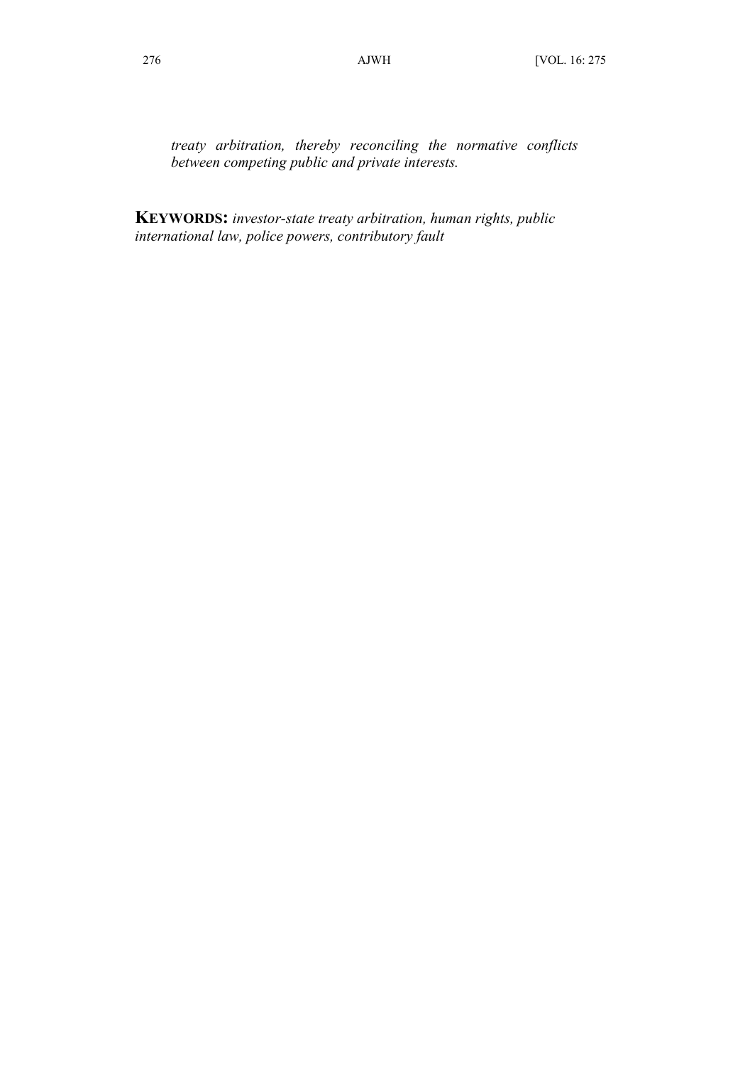*treaty arbitration, thereby reconciling the normative conflicts between competing public and private interests.*

**KEYWORDS:** *investor-state treaty arbitration, human rights, public international law, police powers, contributory fault*